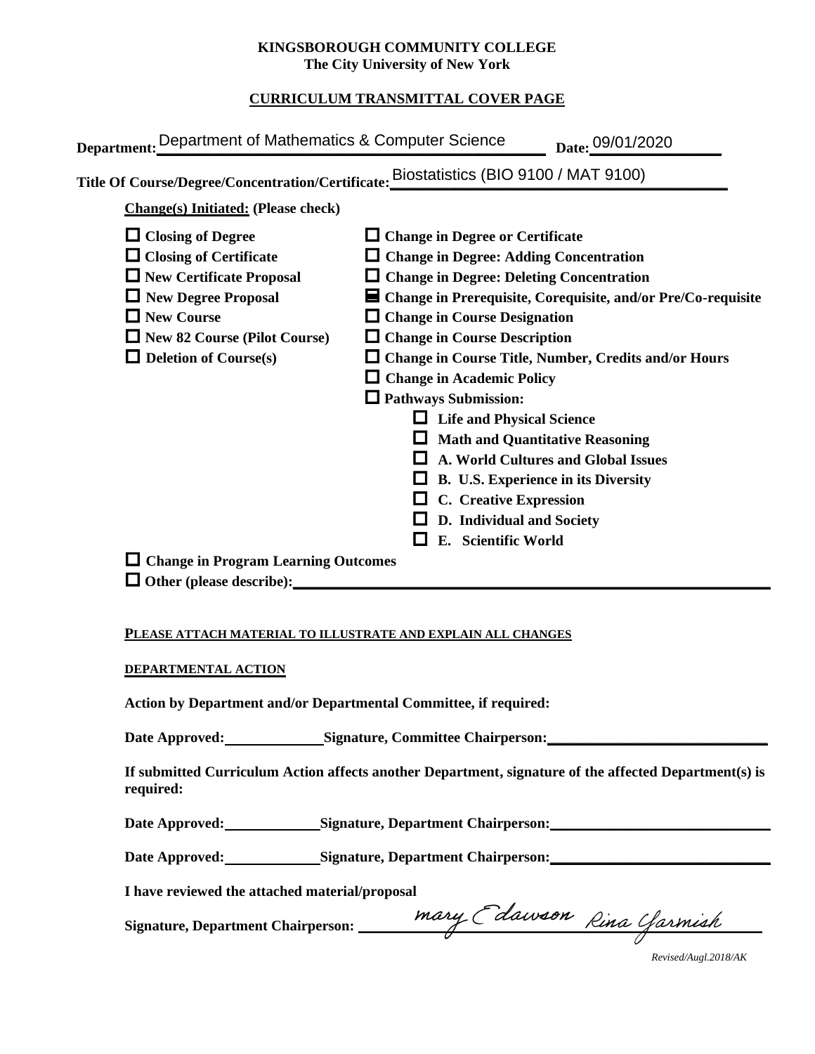**KINGSBOROUGH COMMUNITY COLLEGE**
**The City University of New York**

**CURRICULUM TRANSMITTAL COVER PAGE**

**Department:** Department of Mathematics & Computer Science **Date:** 09/01/2020

**Title Of Course/Degree/Concentration/Certificate:** Biostatistics (BIO 9100 / MAT 9100)

**Change(s) Initiated: (Please check)**

- ☐ **Closing of Degree**
- ☐ **Closing of Certificate**
- ☐ **New Certificate Proposal**
- ☐ **New Degree Proposal**
- ☐ **New Course**
- ☐ **New 82 Course (Pilot Course)**
- ☐ **Deletion of Course(s)**
- ☐ **Change in Degree or Certificate**
- ☐ **Change in Degree: Adding Concentration**
- ☐ **Change in Degree: Deleting Concentration**
- ☒ **Change in Prerequisite, Corequisite, and/or Pre/Co-requisite**
- ☐ **Change in Course Designation**
- ☐ **Change in Course Description**
- ☐ **Change in Course Title, Number, Credits and/or Hours**
- ☐ **Change in Academic Policy**
- ☐ **Pathways Submission:**
  - ☐ **Life and Physical Science**
  - ☐ **Math and Quantitative Reasoning**
  - ☐ **A. World Cultures and Global Issues**
  - ☐ **B. U.S. Experience in its Diversity**
  - ☐ **C. Creative Expression**
  - ☐ **D. Individual and Society**
  - ☐ **E. Scientific World**
- ☐ **Change in Program Learning Outcomes**
- ☐ **Other (please describe):** ______

**PLEASE ATTACH MATERIAL TO ILLUSTRATE AND EXPLAIN ALL CHANGES**

**DEPARTMENTAL ACTION**

**Action by Department and/or Departmental Committee, if required:**

**Date Approved:** ______ **Signature, Committee Chairperson:** ______

**If submitted Curriculum Action affects another Department, signature of the affected Department(s) is required:**

**Date Approved:** ______ **Signature, Department Chairperson:** ______

**Date Approved:** ______ **Signature, Department Chairperson:** ______

**I have reviewed the attached material/proposal**

**Signature, Department Chairperson:** *Mary E Dawson* *Rina Yarmish*

*Revised/Augl.2018/AK*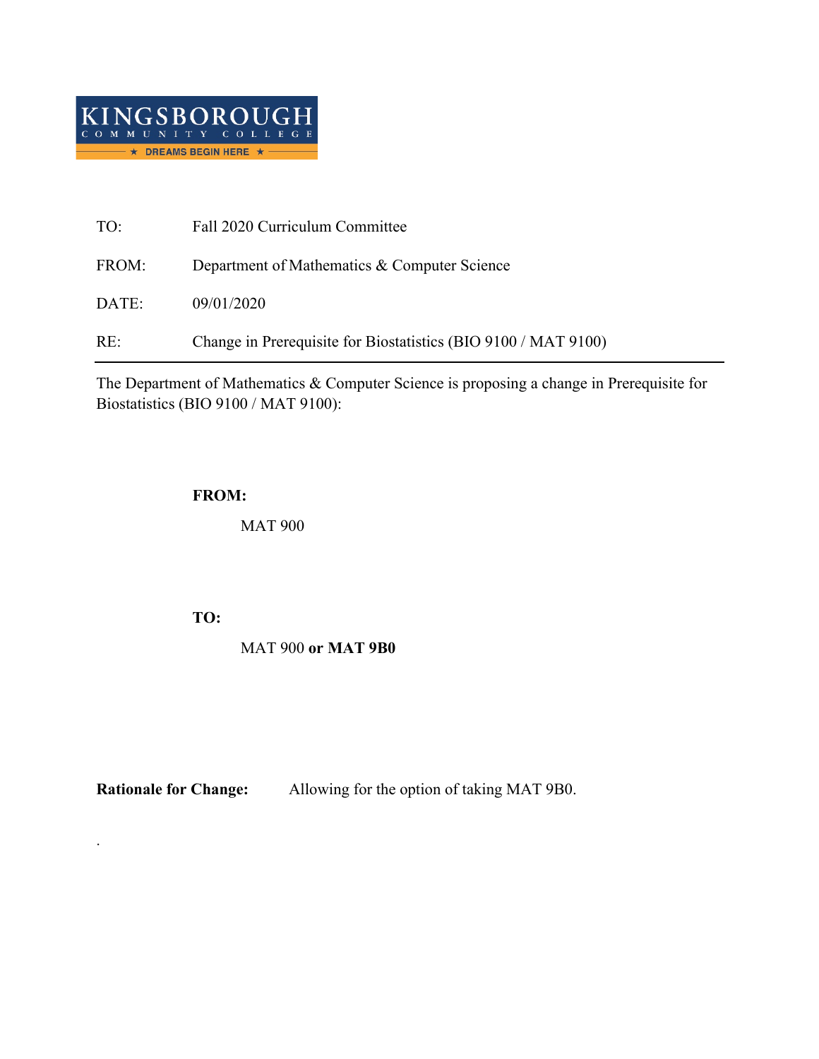KINGSBOROUGH COMMUNITY COLLEGE
★ DREAMS BEGIN HERE ★

TO: Fall 2020 Curriculum Committee

FROM: Department of Mathematics & Computer Science

DATE: 09/01/2020

RE: Change in Prerequisite for Biostatistics (BIO 9100 / MAT 9100)

---

The Department of Mathematics & Computer Science is proposing a change in Prerequisite for Biostatistics (BIO 9100 / MAT 9100):

**FROM:**

MAT 900

**TO:**

MAT 900 **or MAT 9B0**

**Rationale for Change:** Allowing for the option of taking MAT 9B0.

.